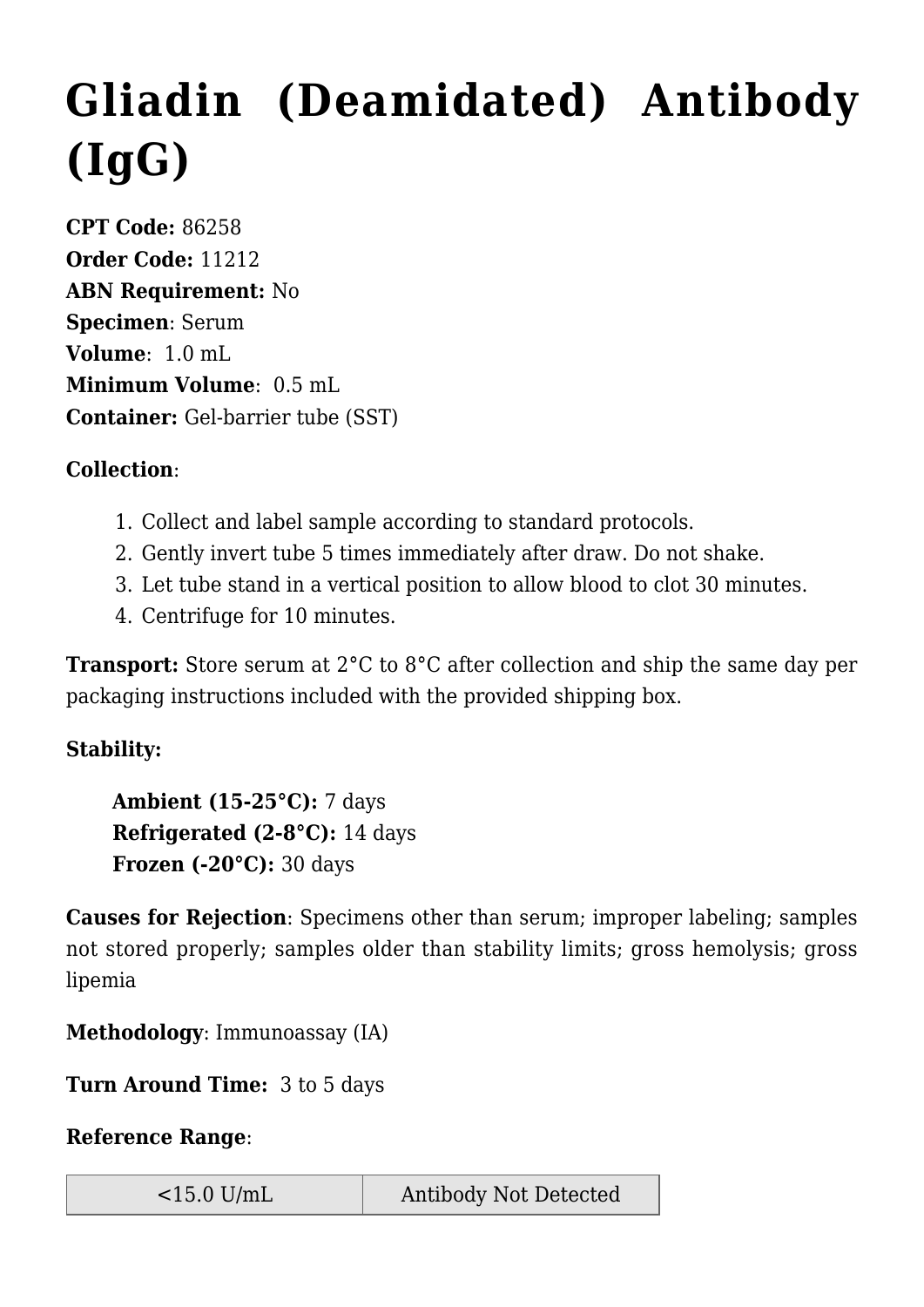# Gliadin (Deamidated) Antibody (IgG)

**CPT Code:** 86258
**Order Code:** 11212
**ABN Requirement:** No
**Specimen**: Serum
**Volume**: 1.0 mL
**Minimum Volume**: 0.5 mL
**Container:** Gel-barrier tube (SST)

**Collection**:

1. Collect and label sample according to standard protocols.
2. Gently invert tube 5 times immediately after draw. Do not shake.
3. Let tube stand in a vertical position to allow blood to clot 30 minutes.
4. Centrifuge for 10 minutes.

**Transport:** Store serum at 2°C to 8°C after collection and ship the same day per packaging instructions included with the provided shipping box.

**Stability:**

> **Ambient (15-25°C):** 7 days
> **Refrigerated (2-8°C):** 14 days
> **Frozen (-20°C):** 30 days

**Causes for Rejection**: Specimens other than serum; improper labeling; samples not stored properly; samples older than stability limits; gross hemolysis; gross lipemia

**Methodology**: Immunoassay (IA)

**Turn Around Time:** 3 to 5 days

**Reference Range**:

| <15.0 U/mL | Antibody Not Detected |
|---|---|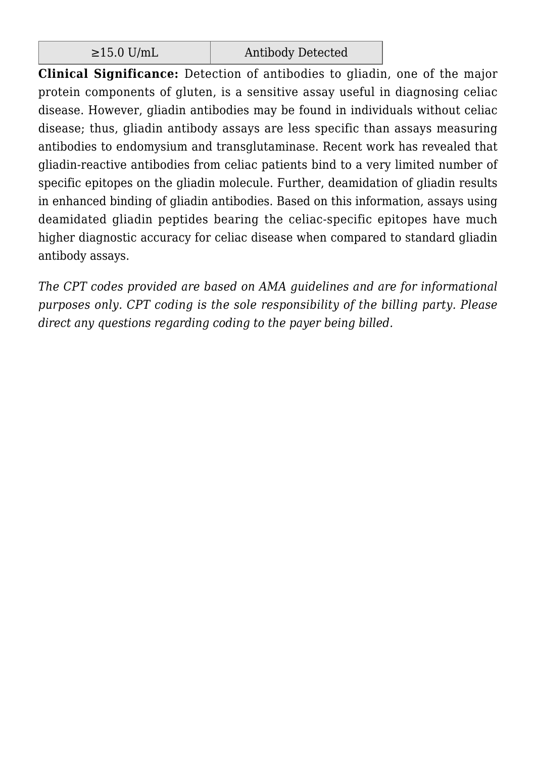| | |
|---|---|
| ≥15.0 U/mL | Antibody Detected |

**Clinical Significance:** Detection of antibodies to gliadin, one of the major protein components of gluten, is a sensitive assay useful in diagnosing celiac disease. However, gliadin antibodies may be found in individuals without celiac disease; thus, gliadin antibody assays are less specific than assays measuring antibodies to endomysium and transglutaminase. Recent work has revealed that gliadin-reactive antibodies from celiac patients bind to a very limited number of specific epitopes on the gliadin molecule. Further, deamidation of gliadin results in enhanced binding of gliadin antibodies. Based on this information, assays using deamidated gliadin peptides bearing the celiac-specific epitopes have much higher diagnostic accuracy for celiac disease when compared to standard gliadin antibody assays.

*The CPT codes provided are based on AMA guidelines and are for informational purposes only. CPT coding is the sole responsibility of the billing party. Please direct any questions regarding coding to the payer being billed.*